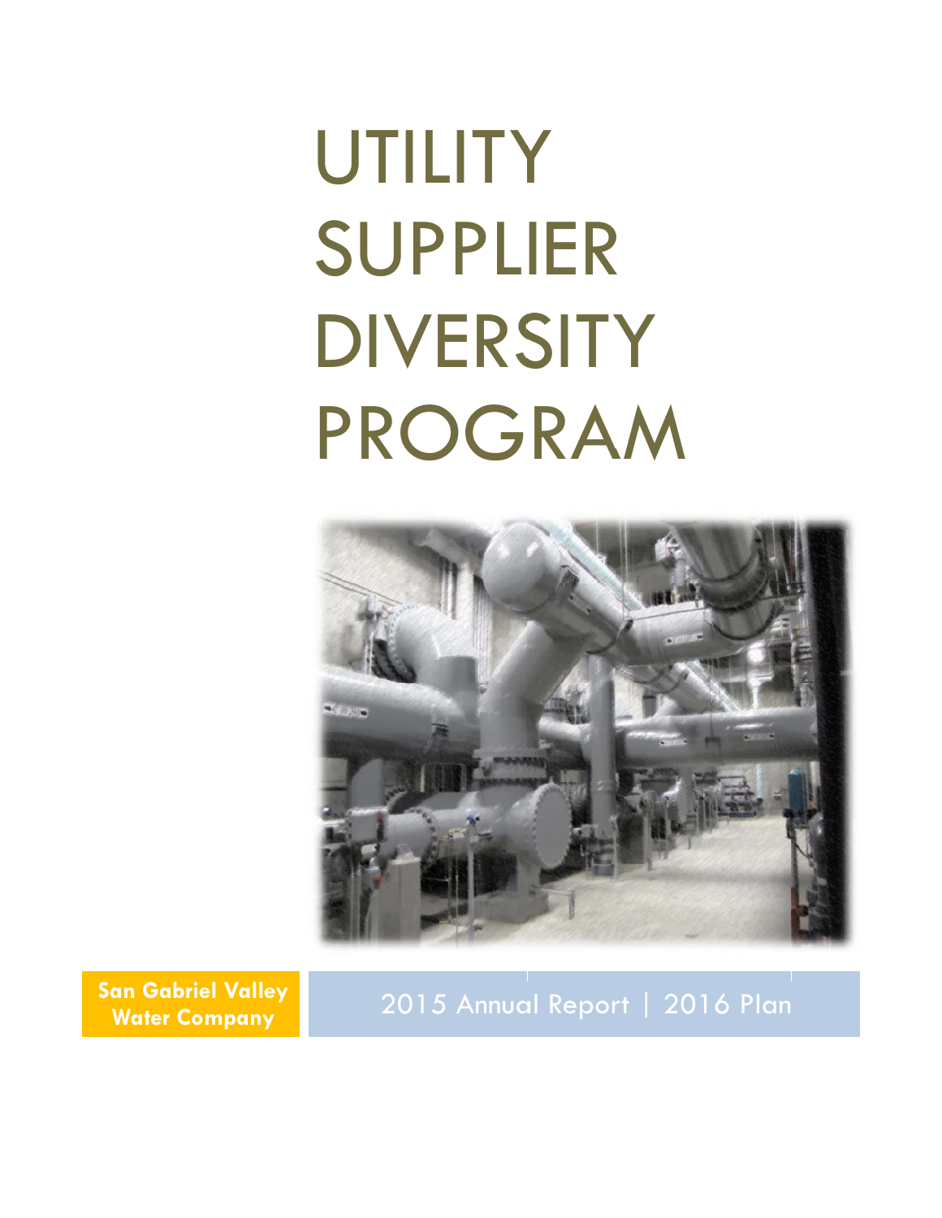# UTILITY SUPPLIER DIVERSITY PROGRAM

**San Gabriel Valley Water Company**

2015 Annual Report | 2016 Plan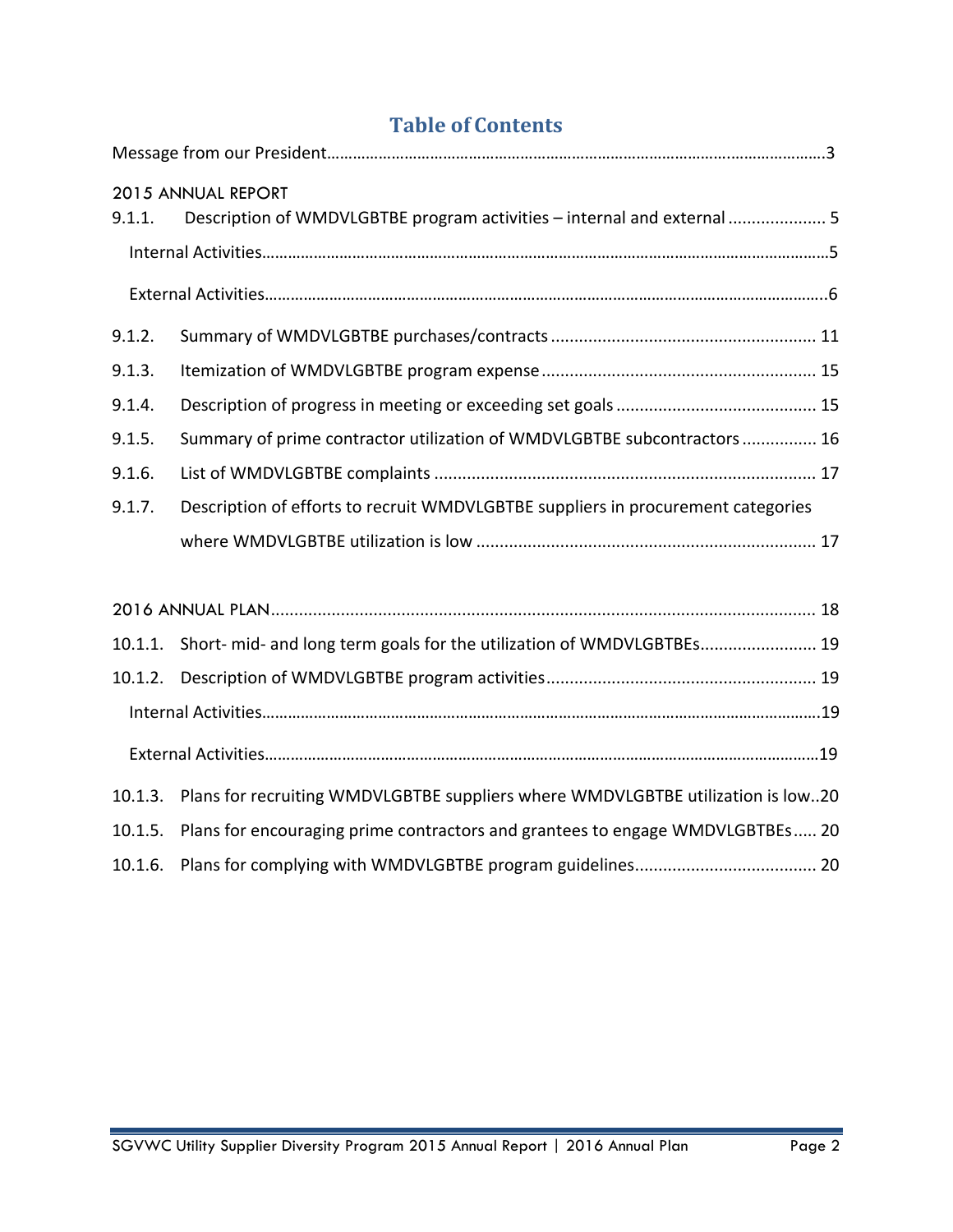# Table of Contents

Message from our President……………………………………………………………………………………………3

2015 ANNUAL REPORT

9.1.1. Description of WMDVLGBTBE program activities – internal and external .................... 5

Internal Activities……………………………………………………………………………………………………5

External Activities……………………………………………………………………………………………………6

9.1.2. Summary of WMDVLGBTBE purchases/contracts ........................................................ 11

9.1.3. Itemization of WMDVLGBTBE program expense .......................................................... 15

9.1.4. Description of progress in meeting or exceeding set goals ........................................... 15

9.1.5. Summary of prime contractor utilization of WMDVLGBTBE subcontractors ................ 16

9.1.6. List of WMDVLGBTBE complaints ................................................................................. 17

9.1.7. Description of efforts to recruit WMDVLGBTBE suppliers in procurement categories where WMDVLGBTBE utilization is low ........................................................................ 17

2016 ANNUAL PLAN ................................................................................................................... 18

10.1.1. Short- mid- and long term goals for the utilization of WMDVLGBTBEs......................... 19

10.1.2. Description of WMDVLGBTBE program activities.......................................................... 19

Internal Activities……………………………………………………………………………………………………19

External Activities……………………………………………………………………………………………………19

10.1.3. Plans for recruiting WMDVLGBTBE suppliers where WMDVLGBTBE utilization is low..20

10.1.5. Plans for encouraging prime contractors and grantees to engage WMDVLGBTBEs..... 20

10.1.6. Plans for complying with WMDVLGBTBE program guidelines....................................... 20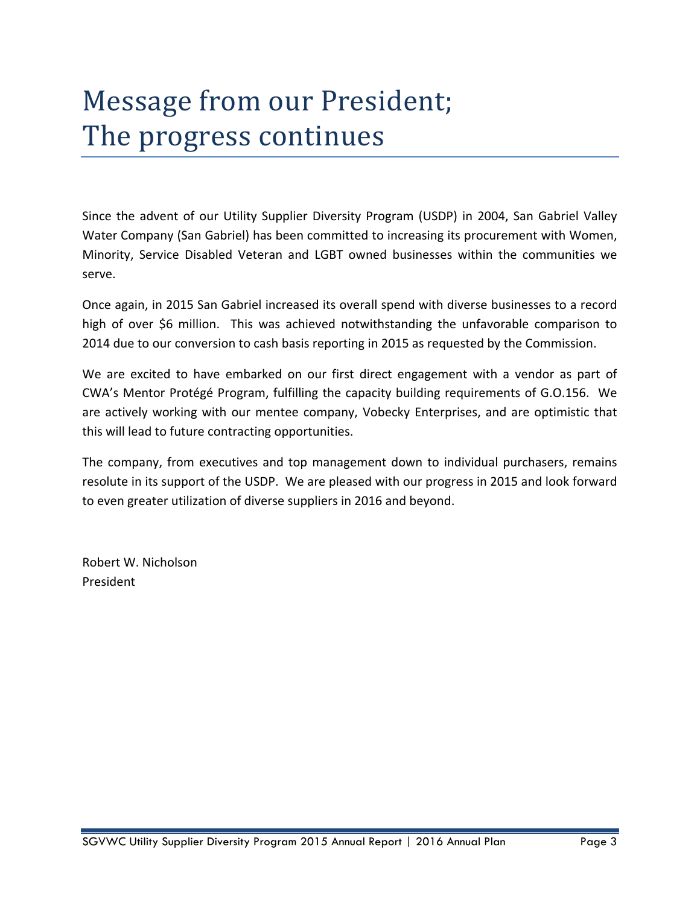# Message from our President; The progress continues

Since the advent of our Utility Supplier Diversity Program (USDP) in 2004, San Gabriel Valley Water Company (San Gabriel) has been committed to increasing its procurement with Women, Minority, Service Disabled Veteran and LGBT owned businesses within the communities we serve.

Once again, in 2015 San Gabriel increased its overall spend with diverse businesses to a record high of over $6 million. This was achieved notwithstanding the unfavorable comparison to 2014 due to our conversion to cash basis reporting in 2015 as requested by the Commission.

We are excited to have embarked on our first direct engagement with a vendor as part of CWA's Mentor Protégé Program, fulfilling the capacity building requirements of G.O.156. We are actively working with our mentee company, Vobecky Enterprises, and are optimistic that this will lead to future contracting opportunities.

The company, from executives and top management down to individual purchasers, remains resolute in its support of the USDP. We are pleased with our progress in 2015 and look forward to even greater utilization of diverse suppliers in 2016 and beyond.

Robert W. Nicholson
President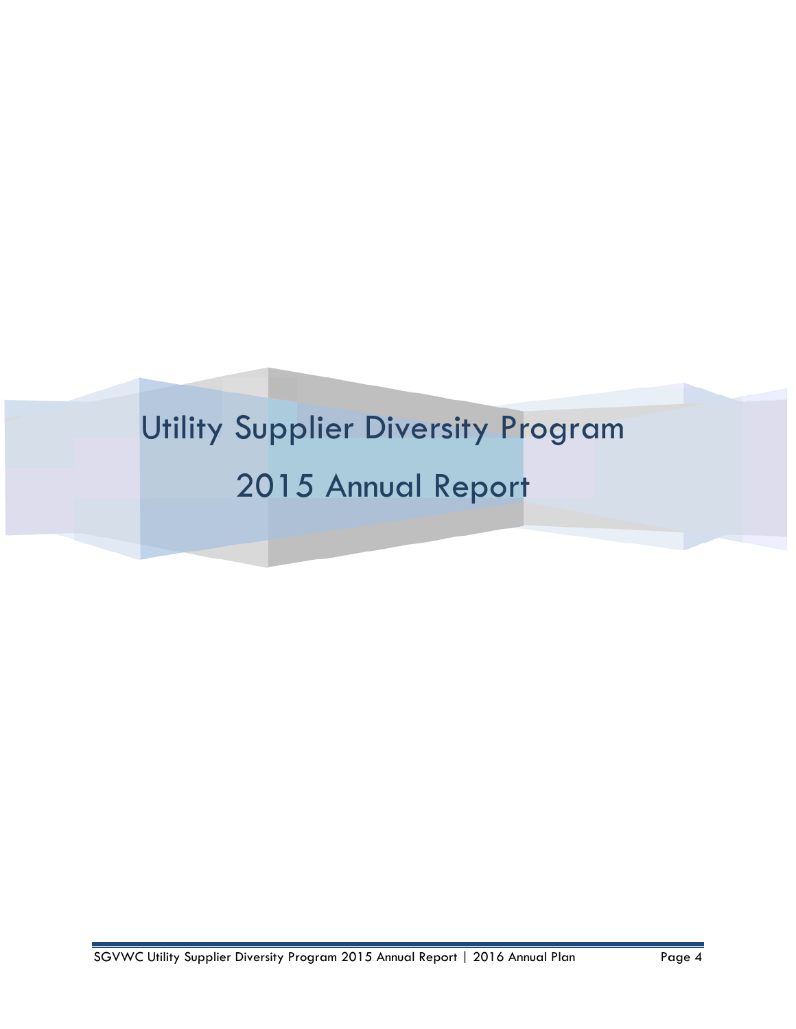# Utility Supplier Diversity Program

# 2015 Annual Report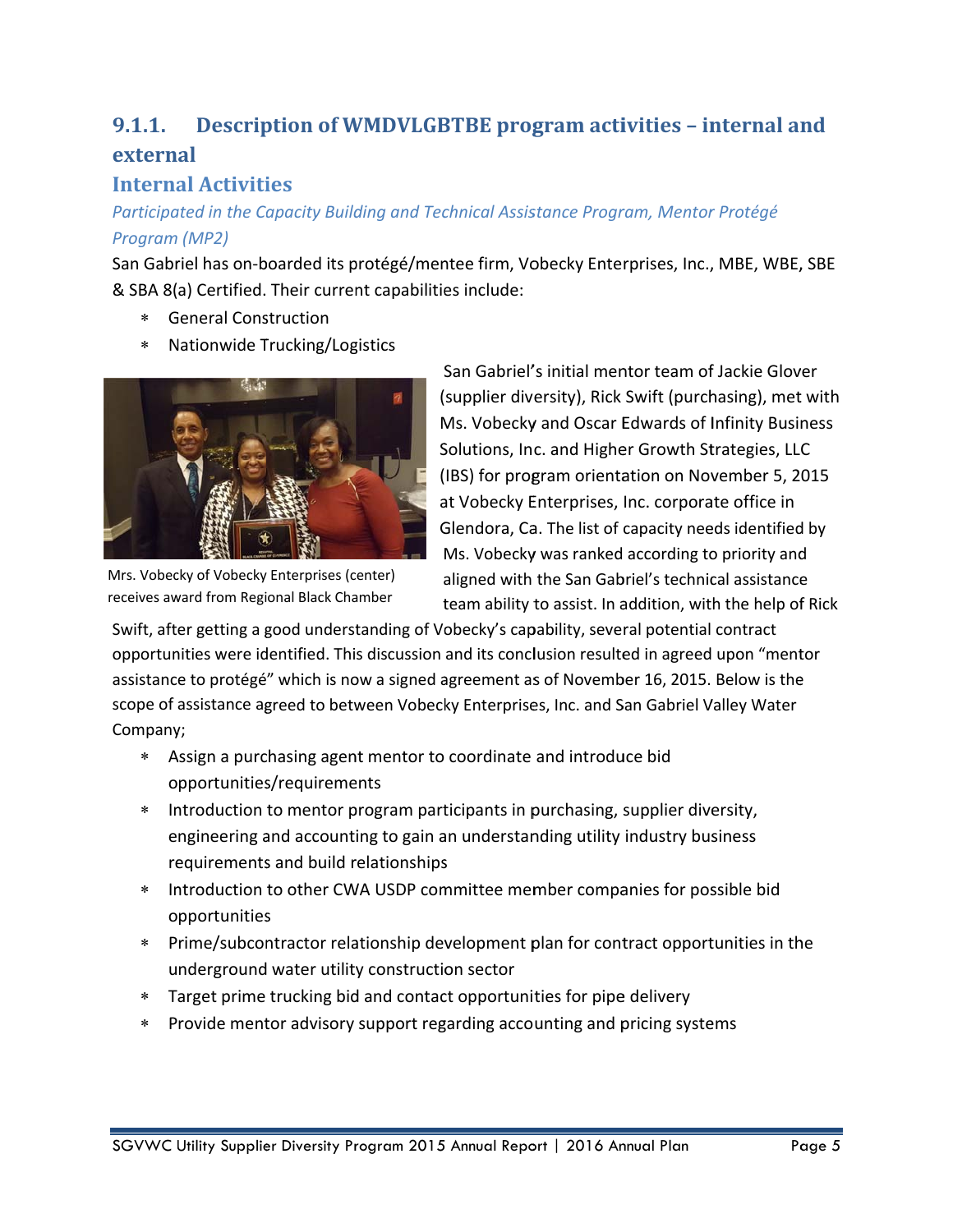## 9.1.1. Description of WMDVLGBTBE program activities – internal and external

### Internal Activities

*Participated in the Capacity Building and Technical Assistance Program, Mentor Protégé Program (MP2)*

San Gabriel has on-boarded its protégé/mentee firm, Vobecky Enterprises, Inc., MBE, WBE, SBE & SBA 8(a) Certified. Their current capabilities include:

- General Construction
- Nationwide Trucking/Logistics

Mrs. Vobecky of Vobecky Enterprises (center) receives award from Regional Black Chamber

San Gabriel's initial mentor team of Jackie Glover (supplier diversity), Rick Swift (purchasing), met with Ms. Vobecky and Oscar Edwards of Infinity Business Solutions, Inc. and Higher Growth Strategies, LLC (IBS) for program orientation on November 5, 2015 at Vobecky Enterprises, Inc. corporate office in Glendora, Ca. The list of capacity needs identified by Ms. Vobecky was ranked according to priority and aligned with the San Gabriel's technical assistance team ability to assist. In addition, with the help of Rick Swift, after getting a good understanding of Vobecky's capability, several potential contract opportunities were identified. This discussion and its conclusion resulted in agreed upon "mentor assistance to protégé" which is now a signed agreement as of November 16, 2015. Below is the scope of assistance agreed to between Vobecky Enterprises, Inc. and San Gabriel Valley Water Company;

- Assign a purchasing agent mentor to coordinate and introduce bid opportunities/requirements
- Introduction to mentor program participants in purchasing, supplier diversity, engineering and accounting to gain an understanding utility industry business requirements and build relationships
- Introduction to other CWA USDP committee member companies for possible bid opportunities
- Prime/subcontractor relationship development plan for contract opportunities in the underground water utility construction sector
- Target prime trucking bid and contact opportunities for pipe delivery
- Provide mentor advisory support regarding accounting and pricing systems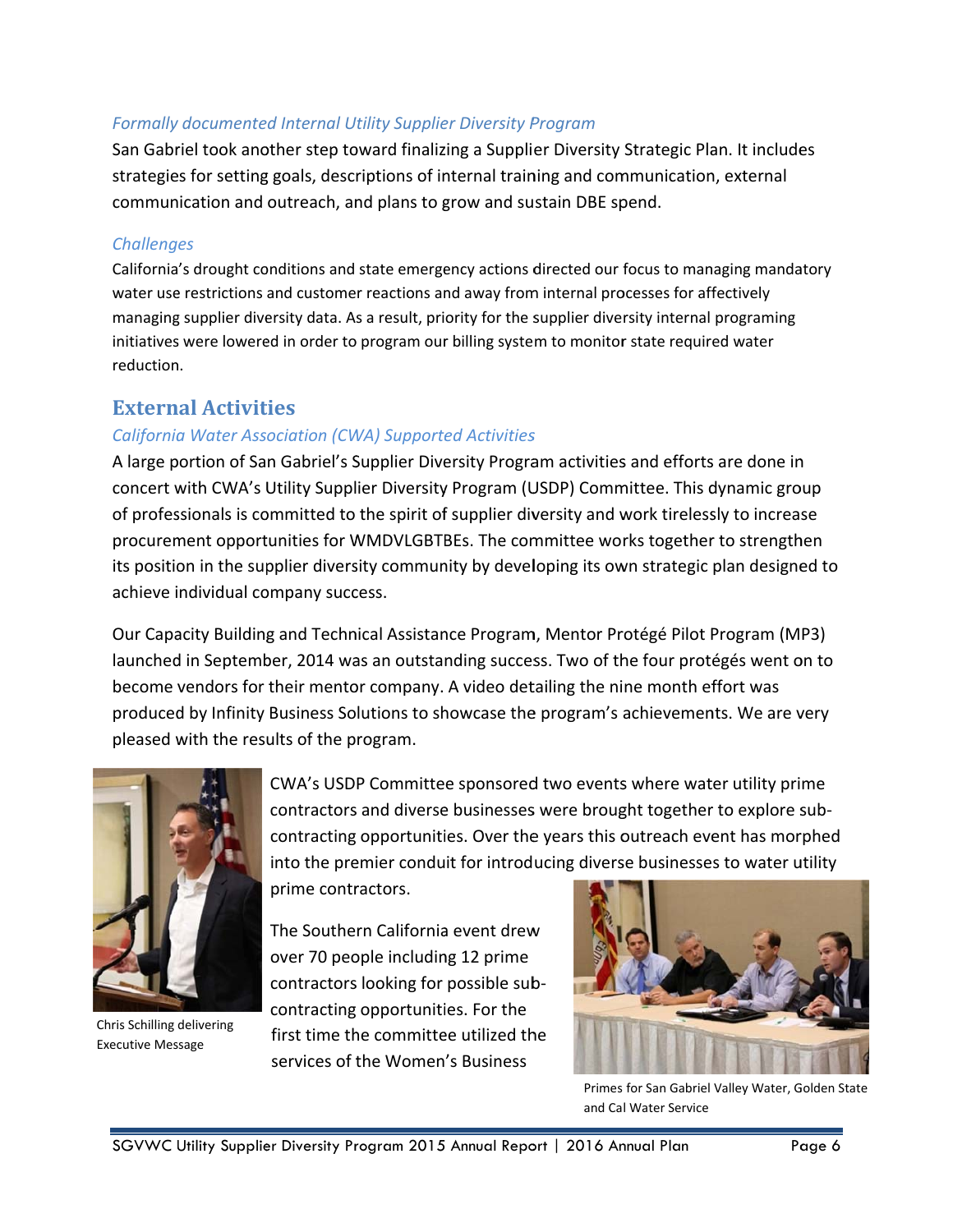*Formally documented Internal Utility Supplier Diversity Program*

San Gabriel took another step toward finalizing a Supplier Diversity Strategic Plan. It includes strategies for setting goals, descriptions of internal training and communication, external communication and outreach, and plans to grow and sustain DBE spend.

*Challenges*

California's drought conditions and state emergency actions directed our focus to managing mandatory water use restrictions and customer reactions and away from internal processes for affectively managing supplier diversity data. As a result, priority for the supplier diversity internal programing initiatives were lowered in order to program our billing system to monitor state required water reduction.

## External Activities

*California Water Association (CWA) Supported Activities*

A large portion of San Gabriel's Supplier Diversity Program activities and efforts are done in concert with CWA's Utility Supplier Diversity Program (USDP) Committee. This dynamic group of professionals is committed to the spirit of supplier diversity and work tirelessly to increase procurement opportunities for WMDVLGBTBEs. The committee works together to strengthen its position in the supplier diversity community by developing its own strategic plan designed to achieve individual company success.

Our Capacity Building and Technical Assistance Program, Mentor Protégé Pilot Program (MP3) launched in September, 2014 was an outstanding success. Two of the four protégés went on to become vendors for their mentor company. A video detailing the nine month effort was produced by Infinity Business Solutions to showcase the program's achievements. We are very pleased with the results of the program.

Chris Schilling delivering Executive Message

CWA's USDP Committee sponsored two events where water utility prime contractors and diverse businesses were brought together to explore sub-contracting opportunities. Over the years this outreach event has morphed into the premier conduit for introducing diverse businesses to water utility prime contractors.

The Southern California event drew over 70 people including 12 prime contractors looking for possible sub-contracting opportunities. For the first time the committee utilized the services of the Women's Business

Primes for San Gabriel Valley Water, Golden State and Cal Water Service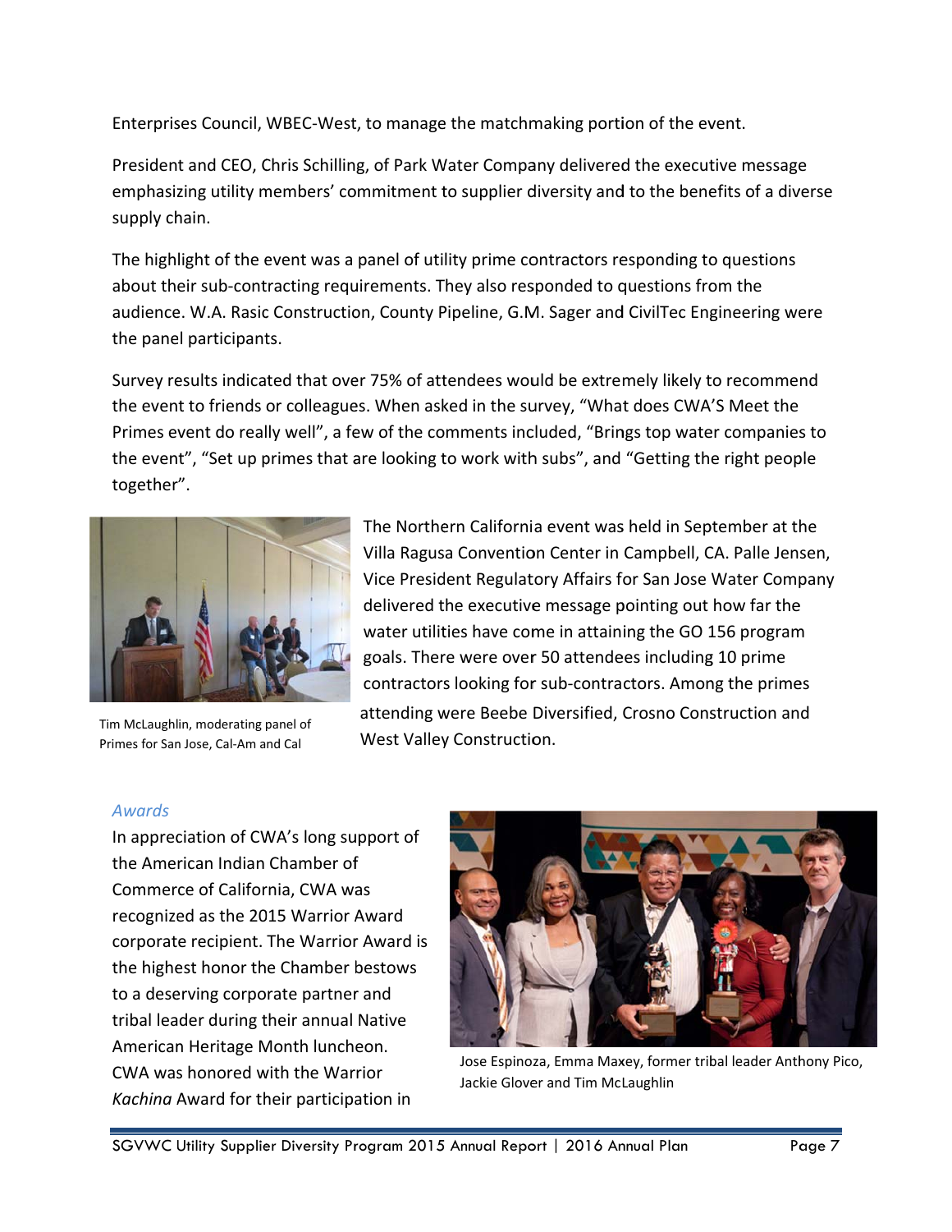Enterprises Council, WBEC-West, to manage the matchmaking portion of the event.

President and CEO, Chris Schilling, of Park Water Company delivered the executive message emphasizing utility members' commitment to supplier diversity and to the benefits of a diverse supply chain.

The highlight of the event was a panel of utility prime contractors responding to questions about their sub-contracting requirements. They also responded to questions from the audience. W.A. Rasic Construction, County Pipeline, G.M. Sager and CivilTec Engineering were the panel participants.

Survey results indicated that over 75% of attendees would be extremely likely to recommend the event to friends or colleagues. When asked in the survey, "What does CWA'S Meet the Primes event do really well", a few of the comments included, "Brings top water companies to the event", "Set up primes that are looking to work with subs", and "Getting the right people together".

Tim McLaughlin, moderating panel of Primes for San Jose, Cal-Am and Cal

The Northern California event was held in September at the Villa Ragusa Convention Center in Campbell, CA. Palle Jensen, Vice President Regulatory Affairs for San Jose Water Company delivered the executive message pointing out how far the water utilities have come in attaining the GO 156 program goals. There were over 50 attendees including 10 prime contractors looking for sub-contractors. Among the primes attending were Beebe Diversified, Crosno Construction and West Valley Construction.

### *Awards*

In appreciation of CWA's long support of the American Indian Chamber of Commerce of California, CWA was recognized as the 2015 Warrior Award corporate recipient. The Warrior Award is the highest honor the Chamber bestows to a deserving corporate partner and tribal leader during their annual Native American Heritage Month luncheon. CWA was honored with the Warrior *Kachina* Award for their participation in

Jose Espinoza, Emma Maxey, former tribal leader Anthony Pico, Jackie Glover and Tim McLaughlin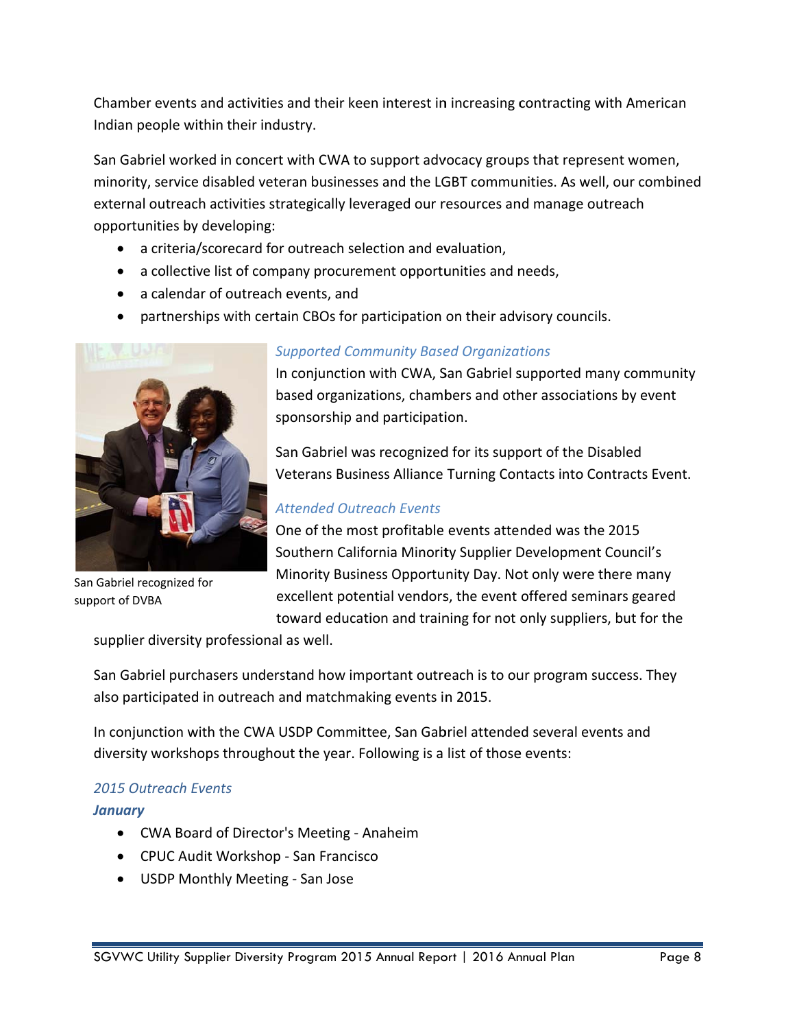Chamber events and activities and their keen interest in increasing contracting with American Indian people within their industry.

San Gabriel worked in concert with CWA to support advocacy groups that represent women, minority, service disabled veteran businesses and the LGBT communities. As well, our combined external outreach activities strategically leveraged our resources and manage outreach opportunities by developing:

- a criteria/scorecard for outreach selection and evaluation,
- a collective list of company procurement opportunities and needs,
- a calendar of outreach events, and
- partnerships with certain CBOs for participation on their advisory councils.

San Gabriel recognized for support of DVBA

*Supported Community Based Organizations*

In conjunction with CWA, San Gabriel supported many community based organizations, chambers and other associations by event sponsorship and participation.

San Gabriel was recognized for its support of the Disabled Veterans Business Alliance Turning Contacts into Contracts Event.

*Attended Outreach Events*

One of the most profitable events attended was the 2015 Southern California Minority Supplier Development Council's Minority Business Opportunity Day. Not only were there many excellent potential vendors, the event offered seminars geared toward education and training for not only suppliers, but for the supplier diversity professional as well.

San Gabriel purchasers understand how important outreach is to our program success. They also participated in outreach and matchmaking events in 2015.

In conjunction with the CWA USDP Committee, San Gabriel attended several events and diversity workshops throughout the year. Following is a list of those events:

*2015 Outreach Events*

***January***

- CWA Board of Director's Meeting - Anaheim
- CPUC Audit Workshop - San Francisco
- USDP Monthly Meeting - San Jose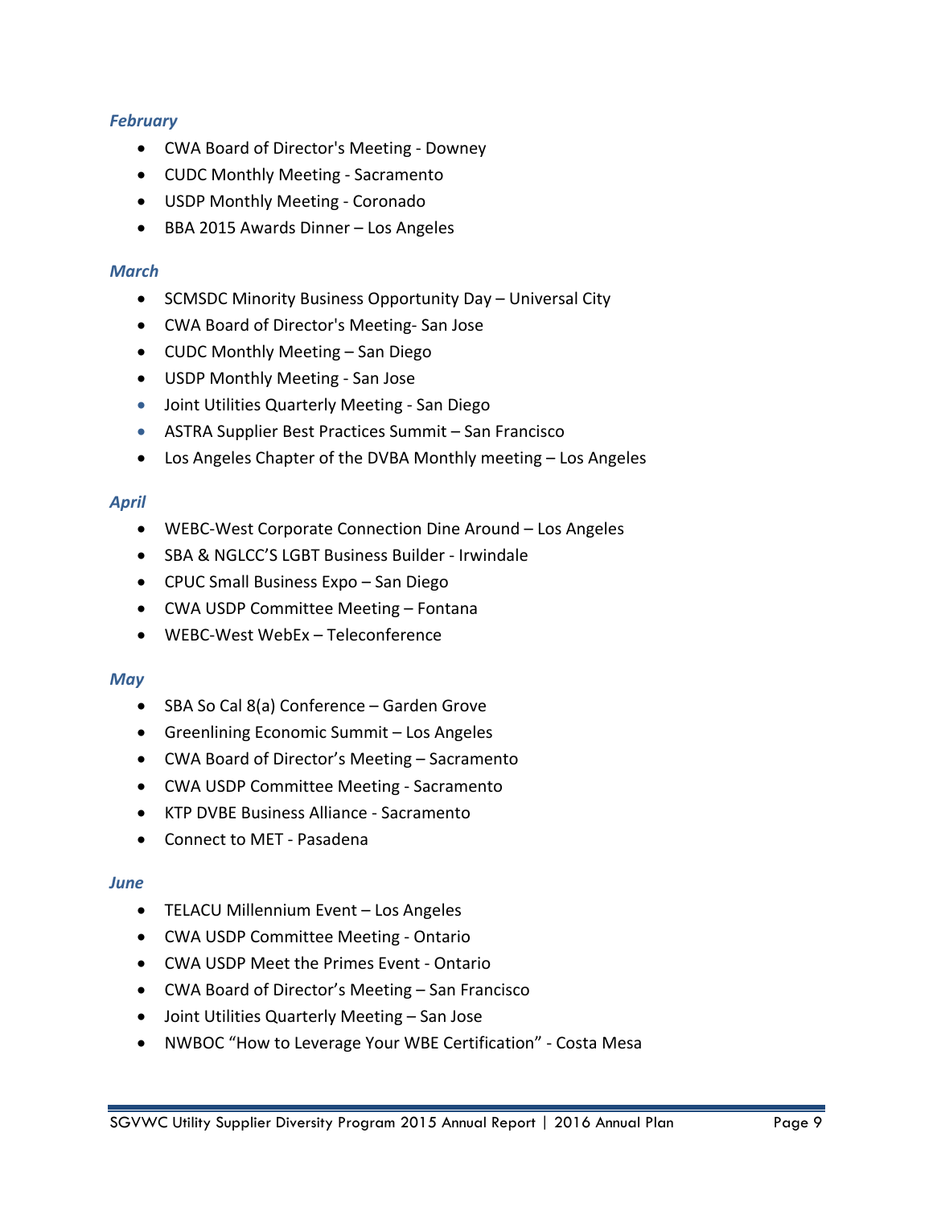*February*

- CWA Board of Director's Meeting - Downey
- CUDC Monthly Meeting - Sacramento
- USDP Monthly Meeting - Coronado
- BBA 2015 Awards Dinner – Los Angeles

*March*

- SCMSDC Minority Business Opportunity Day – Universal City
- CWA Board of Director's Meeting- San Jose
- CUDC Monthly Meeting – San Diego
- USDP Monthly Meeting - San Jose
- Joint Utilities Quarterly Meeting - San Diego
- ASTRA Supplier Best Practices Summit – San Francisco
- Los Angeles Chapter of the DVBA Monthly meeting – Los Angeles

*April*

- WEBC-West Corporate Connection Dine Around – Los Angeles
- SBA & NGLCC'S LGBT Business Builder - Irwindale
- CPUC Small Business Expo – San Diego
- CWA USDP Committee Meeting – Fontana
- WEBC-West WebEx – Teleconference

*May*

- SBA So Cal 8(a) Conference – Garden Grove
- Greenlining Economic Summit – Los Angeles
- CWA Board of Director's Meeting – Sacramento
- CWA USDP Committee Meeting - Sacramento
- KTP DVBE Business Alliance - Sacramento
- Connect to MET - Pasadena

*June*

- TELACU Millennium Event – Los Angeles
- CWA USDP Committee Meeting - Ontario
- CWA USDP Meet the Primes Event - Ontario
- CWA Board of Director's Meeting – San Francisco
- Joint Utilities Quarterly Meeting – San Jose
- NWBOC "How to Leverage Your WBE Certification" - Costa Mesa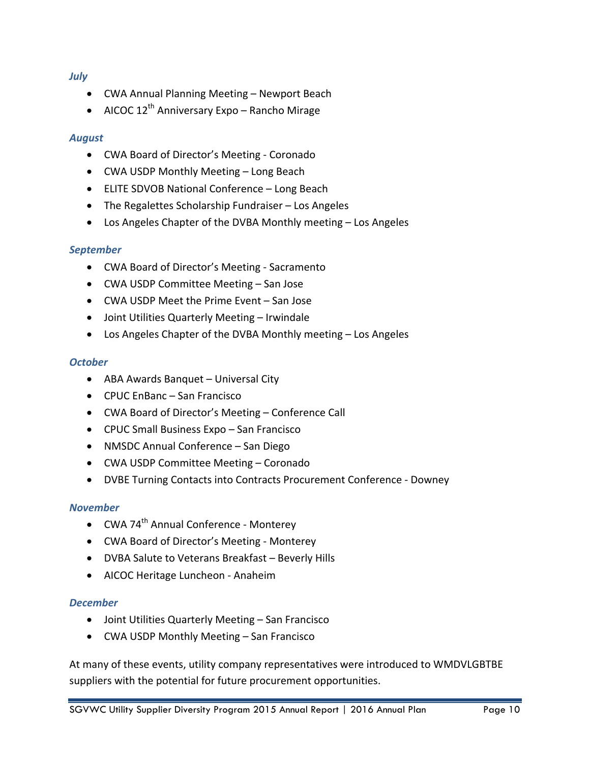*July*

- CWA Annual Planning Meeting – Newport Beach
- AICOC 12th Anniversary Expo – Rancho Mirage

*August*

- CWA Board of Director's Meeting - Coronado
- CWA USDP Monthly Meeting – Long Beach
- ELITE SDVOB National Conference – Long Beach
- The Regalettes Scholarship Fundraiser – Los Angeles
- Los Angeles Chapter of the DVBA Monthly meeting – Los Angeles

*September*

- CWA Board of Director's Meeting - Sacramento
- CWA USDP Committee Meeting – San Jose
- CWA USDP Meet the Prime Event – San Jose
- Joint Utilities Quarterly Meeting – Irwindale
- Los Angeles Chapter of the DVBA Monthly meeting – Los Angeles

*October*

- ABA Awards Banquet – Universal City
- CPUC EnBanc – San Francisco
- CWA Board of Director's Meeting – Conference Call
- CPUC Small Business Expo – San Francisco
- NMSDC Annual Conference – San Diego
- CWA USDP Committee Meeting – Coronado
- DVBE Turning Contacts into Contracts Procurement Conference - Downey

*November*

- CWA 74th Annual Conference - Monterey
- CWA Board of Director's Meeting - Monterey
- DVBA Salute to Veterans Breakfast – Beverly Hills
- AICOC Heritage Luncheon - Anaheim

*December*

- Joint Utilities Quarterly Meeting – San Francisco
- CWA USDP Monthly Meeting – San Francisco

At many of these events, utility company representatives were introduced to WMDVLGBTBE suppliers with the potential for future procurement opportunities.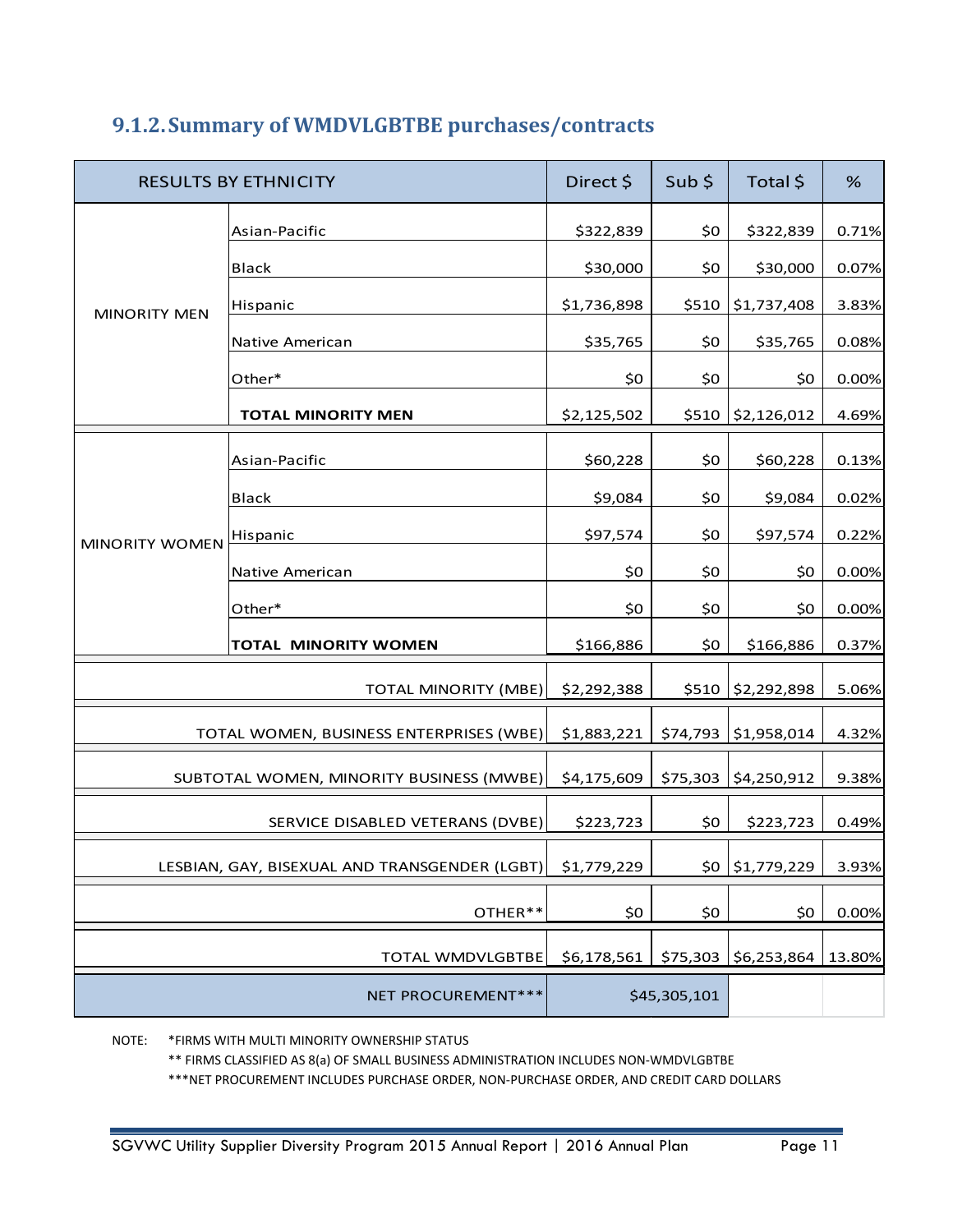### 9.1.2. Summary of WMDVLGBTBE purchases/contracts

| RESULTS BY ETHNICITY | | Direct $ | Sub $ | Total $ | % |
|---|---|---|---|---|---|
| MINORITY MEN | Asian-Pacific | $322,839 | $0 | $322,839 | 0.71% |
| | Black | $30,000 | $0 | $30,000 | 0.07% |
| | Hispanic | $1,736,898 | $510 | $1,737,408 | 3.83% |
| | Native American | $35,765 | $0 | $35,765 | 0.08% |
| | Other* | $0 | $0 | $0 | 0.00% |
| | **TOTAL MINORITY MEN** | $2,125,502 | $510 | $2,126,012 | 4.69% |
| MINORITY WOMEN | Asian-Pacific | $60,228 | $0 | $60,228 | 0.13% |
| | Black | $9,084 | $0 | $9,084 | 0.02% |
| | Hispanic | $97,574 | $0 | $97,574 | 0.22% |
| | Native American | $0 | $0 | $0 | 0.00% |
| | Other* | $0 | $0 | $0 | 0.00% |
| | **TOTAL MINORITY WOMEN** | $166,886 | $0 | $166,886 | 0.37% |
| TOTAL MINORITY (MBE) | | $2,292,388 | $510 | $2,292,898 | 5.06% |
| TOTAL WOMEN, BUSINESS ENTERPRISES (WBE) | | $1,883,221 | $74,793 | $1,958,014 | 4.32% |
| SUBTOTAL WOMEN, MINORITY BUSINESS (MWBE) | | $4,175,609 | $75,303 | $4,250,912 | 9.38% |
| SERVICE DISABLED VETERANS (DVBE) | | $223,723 | $0 | $223,723 | 0.49% |
| LESBIAN, GAY, BISEXUAL AND TRANSGENDER (LGBT) | | $1,779,229 | $0 | $1,779,229 | 3.93% |
| OTHER** | | $0 | $0 | $0 | 0.00% |
| TOTAL WMDVLGBTBE | | $6,178,561 | $75,303 | $6,253,864 | 13.80% |
| NET PROCUREMENT*** | | $45,305,101 | | | |

NOTE: *FIRMS WITH MULTI MINORITY OWNERSHIP STATUS

** FIRMS CLASSIFIED AS 8(a) OF SMALL BUSINESS ADMINISTRATION INCLUDES NON-WMDVLGBTBE

***NET PROCUREMENT INCLUDES PURCHASE ORDER, NON-PURCHASE ORDER, AND CREDIT CARD DOLLARS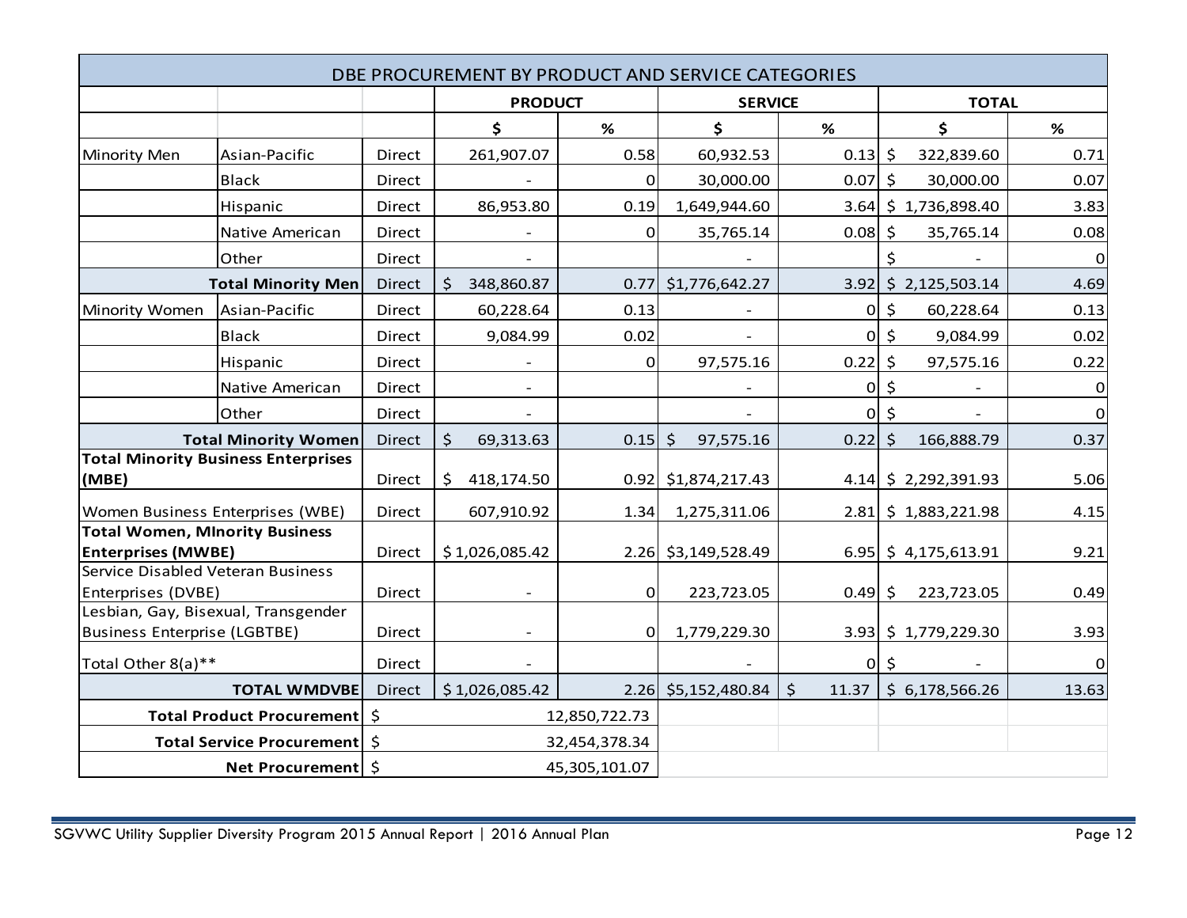| DBE PROCUREMENT BY PRODUCT AND SERVICE CATEGORIES | | | | | | | | |
|---|---|---|---|---|---|---|---|---|
| | | | PRODUCT | | SERVICE | | TOTAL | |
| | | | $ | % | $ | % | $ | % |
| Minority Men | Asian-Pacific | Direct | 261,907.07 | 0.58 | 60,932.53 | 0.13 | $ 322,839.60 | 0.71 |
| | Black | Direct | - | 0 | 30,000.00 | 0.07 | $ 30,000.00 | 0.07 |
| | Hispanic | Direct | 86,953.80 | 0.19 | 1,649,944.60 | 3.64 | $ 1,736,898.40 | 3.83 |
| | Native American | Direct | - | 0 | 35,765.14 | 0.08 | $ 35,765.14 | 0.08 |
| | Other | Direct | - | | - | | $ - | 0 |
| **Total Minority Men** | | Direct | $ 348,860.87 | 0.77 | $1,776,642.27 | 3.92 | $ 2,125,503.14 | 4.69 |
| Minority Women | Asian-Pacific | Direct | 60,228.64 | 0.13 | - | 0 | $ 60,228.64 | 0.13 |
| | Black | Direct | 9,084.99 | 0.02 | - | 0 | $ 9,084.99 | 0.02 |
| | Hispanic | Direct | - | 0 | 97,575.16 | 0.22 | $ 97,575.16 | 0.22 |
| | Native American | Direct | - | | - | 0 | $ - | 0 |
| | Other | Direct | - | | - | 0 | $ - | 0 |
| **Total Minority Women** | | Direct | $ 69,313.63 | 0.15 | $ 97,575.16 | 0.22 | $ 166,888.79 | 0.37 |
| **Total Minority Business Enterprises (MBE)** | | Direct | $ 418,174.50 | 0.92 | $1,874,217.43 | 4.14 | $ 2,292,391.93 | 5.06 |
| Women Business Enterprises (WBE) | | Direct | 607,910.92 | 1.34 | 1,275,311.06 | 2.81 | $ 1,883,221.98 | 4.15 |
| **Total Women, MInority Business Enterprises (MWBE)** | | Direct | $ 1,026,085.42 | 2.26 | $3,149,528.49 | 6.95 | $ 4,175,613.91 | 9.21 |
| Service Disabled Veteran Business Enterprises (DVBE) | | Direct | - | 0 | 223,723.05 | 0.49 | $ 223,723.05 | 0.49 |
| Lesbian, Gay, Bisexual, Transgender Business Enterprise (LGBTBE) | | Direct | - | 0 | 1,779,229.30 | 3.93 | $ 1,779,229.30 | 3.93 |
| Total Other 8(a)** | | Direct | - | | - | 0 | $ - | 0 |
| **TOTAL WMDVBE** | | Direct | $ 1,026,085.42 | 2.26 | $5,152,480.84 | $ 11.37 | $ 6,178,566.26 | 13.63 |
| **Total Product Procurement** | | $ | 12,850,722.73 | | | | | |
| **Total Service Procurement** | | $ | 32,454,378.34 | | | | | |
| **Net Procurement** | | $ | 45,305,101.07 | | | | | |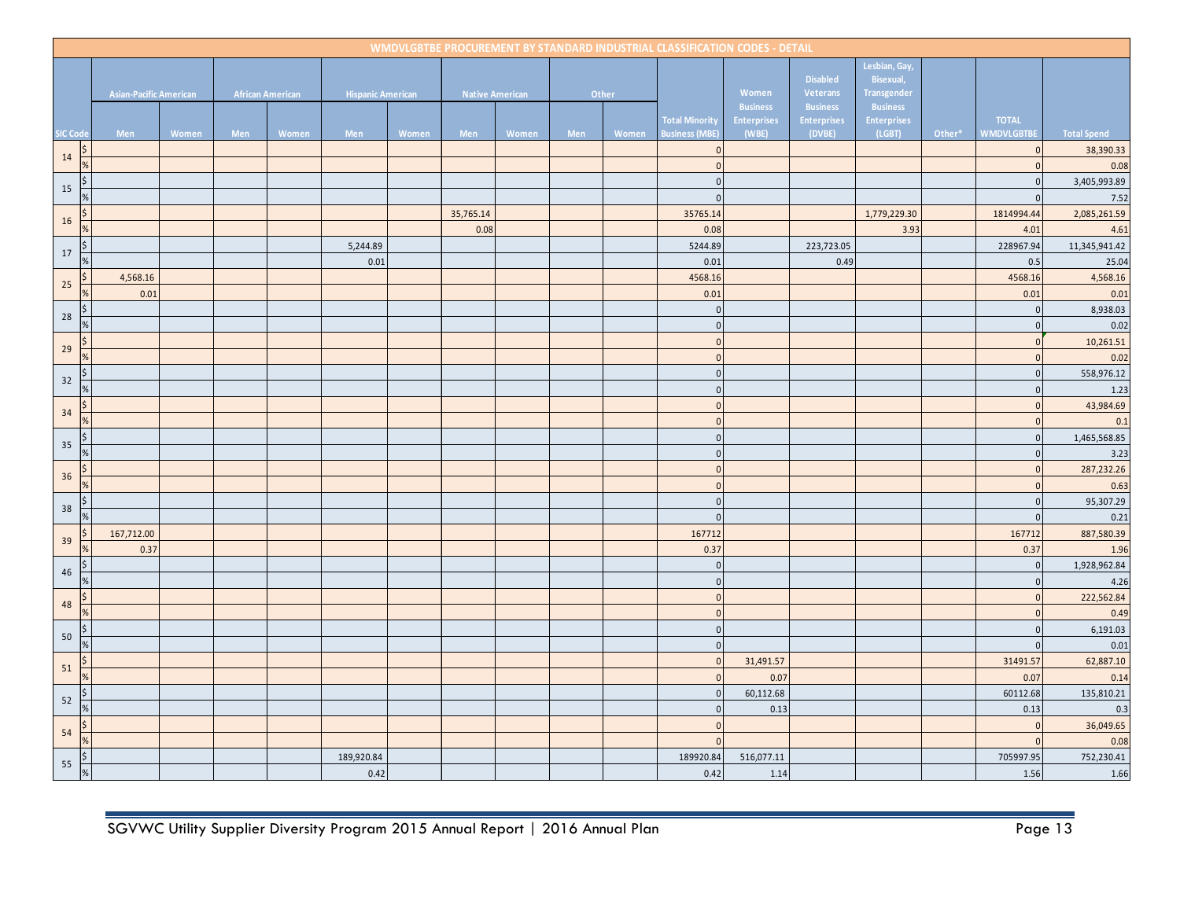| WMDVLGBTBE PROCUREMENT BY STANDARD INDUSTRIAL CLASSIFICATION CODES - DETAIL | | | | | | | | | | | | | | | | | | |
|---|---|---|---|---|---|---|---|---|---|---|---|---|---|---|---|---|---|---|
| | | Asian-Pacific American | | African American | | Hispanic American | | Native American | | Other | | | | | | | | |
| SIC Code | | Men | Women | Men | Women | Men | Women | Men | Women | Men | Women | Total Minority Business (MBE) | Women Business Enterprises (WBE) | Disabled Veterans Business Enterprises (DVBE) | Lesbian, Gay, Bisexual, Transgender Business Enterprises (LGBT) | Other* | TOTAL WMDVLGBTBE | Total Spend |
| 14 | $ | | | | | | | | | | | 0 | | | | | 0 | 38,390.33 |
| | % | | | | | | | | | | | 0 | | | | | 0 | 0.08 |
| 15 | $ | | | | | | | | | | | 0 | | | | | 0 | 3,405,993.89 |
| | % | | | | | | | | | | | 0 | | | | | 0 | 7.52 |
| 16 | $ | | | | | | | 35,765.14 | | | | 35765.14 | | | 1,779,229.30 | | 1814994.44 | 2,085,261.59 |
| | % | | | | | | | 0.08 | | | | 0.08 | | | 3.93 | | 4.01 | 4.61 |
| 17 | $ | | | | | 5,244.89 | | | | | | 5244.89 | | 223,723.05 | | | 228967.94 | 11,345,941.42 |
| | % | | | | | 0.01 | | | | | | 0.01 | | 0.49 | | | 0.5 | 25.04 |
| 25 | $ | 4,568.16 | | | | | | | | | | 4568.16 | | | | | 4568.16 | 4,568.16 |
| | % | 0.01 | | | | | | | | | | 0.01 | | | | | 0.01 | 0.01 |
| 28 | $ | | | | | | | | | | | 0 | | | | | 0 | 8,938.03 |
| | % | | | | | | | | | | | 0 | | | | | 0 | 0.02 |
| 29 | $ | | | | | | | | | | | 0 | | | | | 0 | 10,261.51 |
| | % | | | | | | | | | | | 0 | | | | | 0 | 0.02 |
| 32 | $ | | | | | | | | | | | 0 | | | | | 0 | 558,976.12 |
| | % | | | | | | | | | | | 0 | | | | | 0 | 1.23 |
| 34 | $ | | | | | | | | | | | 0 | | | | | 0 | 43,984.69 |
| | % | | | | | | | | | | | 0 | | | | | 0 | 0.1 |
| 35 | $ | | | | | | | | | | | 0 | | | | | 0 | 1,465,568.85 |
| | % | | | | | | | | | | | 0 | | | | | 0 | 3.23 |
| 36 | $ | | | | | | | | | | | 0 | | | | | 0 | 287,232.26 |
| | % | | | | | | | | | | | 0 | | | | | 0 | 0.63 |
| 38 | $ | | | | | | | | | | | 0 | | | | | 0 | 95,307.29 |
| | % | | | | | | | | | | | 0 | | | | | 0 | 0.21 |
| 39 | $ | 167,712.00 | | | | | | | | | | 167712 | | | | | 167712 | 887,580.39 |
| | % | 0.37 | | | | | | | | | | 0.37 | | | | | 0.37 | 1.96 |
| 46 | $ | | | | | | | | | | | 0 | | | | | 0 | 1,928,962.84 |
| | % | | | | | | | | | | | 0 | | | | | 0 | 4.26 |
| 48 | $ | | | | | | | | | | | 0 | | | | | 0 | 222,562.84 |
| | % | | | | | | | | | | | 0 | | | | | 0 | 0.49 |
| 50 | $ | | | | | | | | | | | 0 | | | | | 0 | 6,191.03 |
| | % | | | | | | | | | | | 0 | | | | | 0 | 0.01 |
| 51 | $ | | | | | | | | | | | 0 | 31,491.57 | | | | 31491.57 | 62,887.10 |
| | % | | | | | | | | | | | 0 | 0.07 | | | | 0.07 | 0.14 |
| 52 | $ | | | | | | | | | | | 0 | 60,112.68 | | | | 60112.68 | 135,810.21 |
| | % | | | | | | | | | | | 0 | 0.13 | | | | 0.13 | 0.3 |
| 54 | $ | | | | | | | | | | | 0 | | | | | 0 | 36,049.65 |
| | % | | | | | | | | | | | 0 | | | | | 0 | 0.08 |
| 55 | $ | | | | | 189,920.84 | | | | | | 189920.84 | 516,077.11 | | | | 705997.95 | 752,230.41 |
| | % | | | | | 0.42 | | | | | | 0.42 | 1.14 | | | | 1.56 | 1.66 |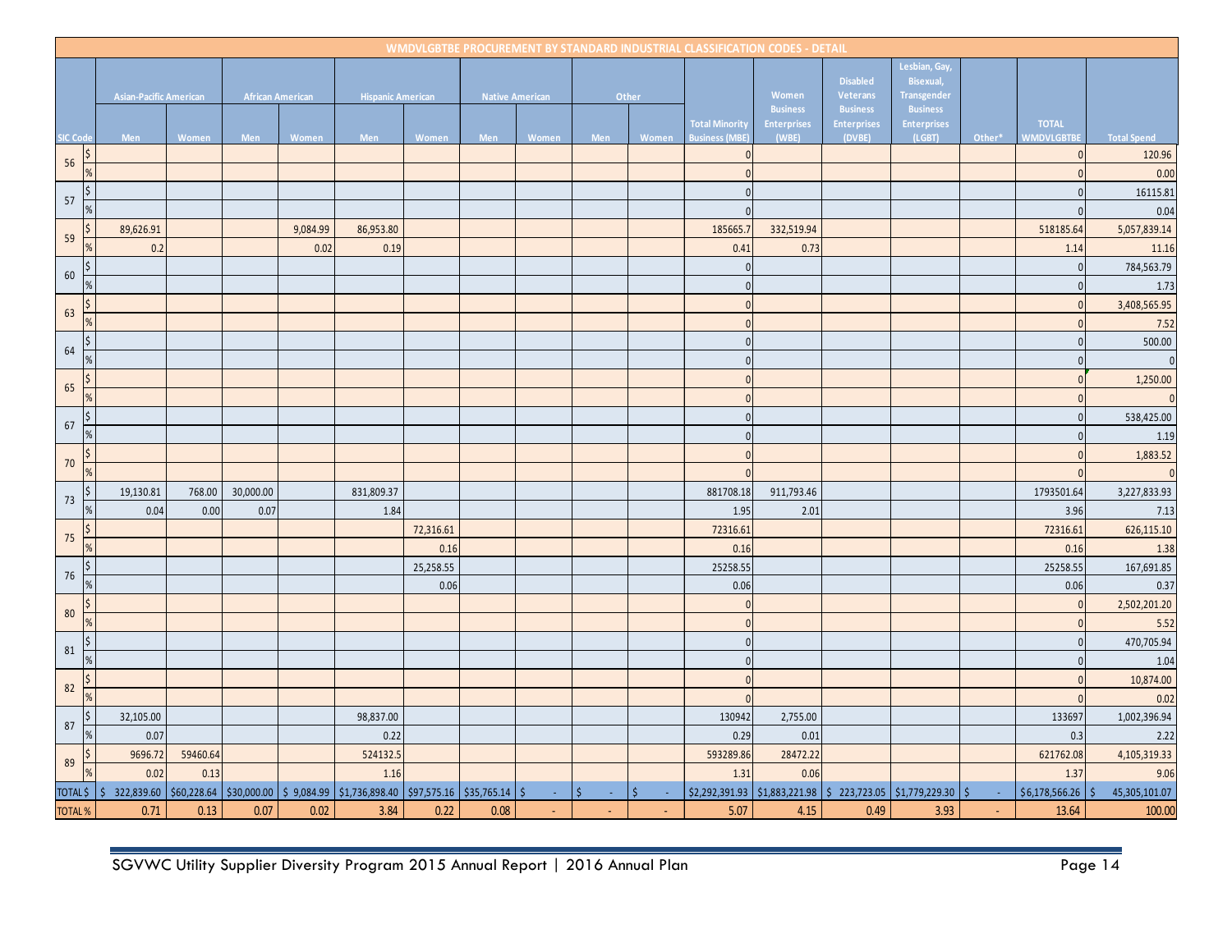## WMDVLGBTBE PROCUREMENT BY STANDARD INDUSTRIAL CLASSIFICATION CODES - DETAIL

| SIC Code | | Asian-Pacific American | | African American | | Hispanic American | | Native American | | Other | | Total Minority Business (MBE) | Women Business Enterprises (WBE) | Disabled Veterans Business Enterprises (DVBE) | Lesbian, Gay, Bisexual, Transgender Business Enterprises (LGBT) | Other* | TOTAL WMDVLGBTBE | Total Spend |
|---|---|---|---|---|---|---|---|---|---|---|---|---|---|---|---|---|---|---|
| | | Men | Women | Men | Women | Men | Women | Men | Women | Men | Women | | | | | | | |
| 56 | $ | | | | | | | | | | | 0 | | | | | 0 | 120.96 |
| | % | | | | | | | | | | | 0 | | | | | 0 | 0.00 |
| 57 | $ | | | | | | | | | | | 0 | | | | | 0 | 16115.81 |
| | % | | | | | | | | | | | 0 | | | | | 0 | 0.04 |
| 59 | $ | 89,626.91 | | | 9,084.99 | 86,953.80 | | | | | | 185665.7 | 332,519.94 | | | | 518185.64 | 5,057,839.14 |
| | % | 0.2 | | | 0.02 | 0.19 | | | | | | 0.41 | 0.73 | | | | 1.14 | 11.16 |
| 60 | $ | | | | | | | | | | | 0 | | | | | 0 | 784,563.79 |
| | % | | | | | | | | | | | 0 | | | | | 0 | 1.73 |
| 63 | $ | | | | | | | | | | | 0 | | | | | 0 | 3,408,565.95 |
| | % | | | | | | | | | | | 0 | | | | | 0 | 7.52 |
| 64 | $ | | | | | | | | | | | 0 | | | | | 0 | 500.00 |
| | % | | | | | | | | | | | 0 | | | | | 0 | 0 |
| 65 | $ | | | | | | | | | | | 0 | | | | | 0 | 1,250.00 |
| | % | | | | | | | | | | | 0 | | | | | 0 | 0 |
| 67 | $ | | | | | | | | | | | 0 | | | | | 0 | 538,425.00 |
| | % | | | | | | | | | | | 0 | | | | | 0 | 1.19 |
| 70 | $ | | | | | | | | | | | 0 | | | | | 0 | 1,883.52 |
| | % | | | | | | | | | | | 0 | | | | | 0 | 0 |
| 73 | $ | 19,130.81 | 768.00 | 30,000.00 | | 831,809.37 | | | | | | 881708.18 | 911,793.46 | | | | 1793501.64 | 3,227,833.93 |
| | % | 0.04 | 0.00 | 0.07 | | 1.84 | | | | | | 1.95 | 2.01 | | | | 3.96 | 7.13 |
| 75 | $ | | | | | | 72,316.61 | | | | | 72316.61 | | | | | 72316.61 | 626,115.10 |
| | % | | | | | | 0.16 | | | | | 0.16 | | | | | 0.16 | 1.38 |
| 76 | $ | | | | | | 25,258.55 | | | | | 25258.55 | | | | | 25258.55 | 167,691.85 |
| | % | | | | | | 0.06 | | | | | 0.06 | | | | | 0.06 | 0.37 |
| 80 | $ | | | | | | | | | | | 0 | | | | | 0 | 2,502,201.20 |
| | % | | | | | | | | | | | 0 | | | | | 0 | 5.52 |
| 81 | $ | | | | | | | | | | | 0 | | | | | 0 | 470,705.94 |
| | % | | | | | | | | | | | 0 | | | | | 0 | 1.04 |
| 82 | $ | | | | | | | | | | | 0 | | | | | 0 | 10,874.00 |
| | % | | | | | | | | | | | 0 | | | | | 0 | 0.02 |
| 87 | $ | 32,105.00 | | | | 98,837.00 | | | | | | 130942 | 2,755.00 | | | | 133697 | 1,002,396.94 |
| | % | 0.07 | | | | 0.22 | | | | | | 0.29 | 0.01 | | | | 0.3 | 2.22 |
| 89 | $ | 9696.72 | 59460.64 | | | 524132.5 | | | | | | 593289.86 | 28472.22 | | | | 621762.08 | 4,105,319.33 |
| | % | 0.02 | 0.13 | | | 1.16 | | | | | | 1.31 | 0.06 | | | | 1.37 | 9.06 |
| TOTAL $ | | $ 322,839.60 | $60,228.64 | $30,000.00 | $ 9,084.99 | $1,736,898.40 | $97,575.16 | $35,765.14 | $ - | $ - | $ - | $2,292,391.93 | $1,883,221.98 | $ 223,723.05 | $1,779,229.30 | $ - | $6,178,566.26 | $ 45,305,101.07 |
| TOTAL % | | 0.71 | 0.13 | 0.07 | 0.02 | 3.84 | 0.22 | 0.08 | - | - | - | 5.07 | 4.15 | 0.49 | 3.93 | - | 13.64 | 100.00 |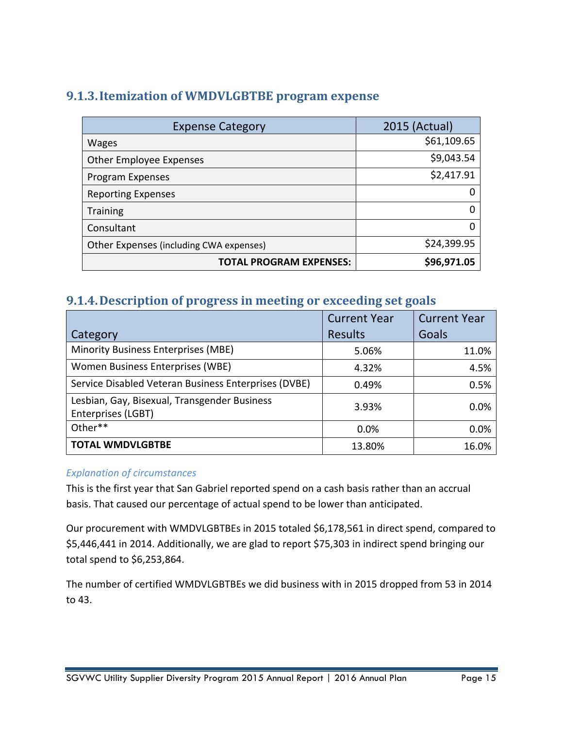### 9.1.3. Itemization of WMDVLGBTBE program expense

| Expense Category | 2015 (Actual) |
|---|---|
| Wages | $61,109.65 |
| Other Employee Expenses | $9,043.54 |
| Program Expenses | $2,417.91 |
| Reporting Expenses | 0 |
| Training | 0 |
| Consultant | 0 |
| Other Expenses (including CWA expenses) | $24,399.95 |
| **TOTAL PROGRAM EXPENSES:** | **$96,971.05** |

### 9.1.4. Description of progress in meeting or exceeding set goals

| Category | Current Year Results | Current Year Goals |
|---|---|---|
| Minority Business Enterprises (MBE) | 5.06% | 11.0% |
| Women Business Enterprises (WBE) | 4.32% | 4.5% |
| Service Disabled Veteran Business Enterprises (DVBE) | 0.49% | 0.5% |
| Lesbian, Gay, Bisexual, Transgender Business Enterprises (LGBT) | 3.93% | 0.0% |
| Other** | 0.0% | 0.0% |
| **TOTAL WMDVLGBTBE** | 13.80% | 16.0% |

*Explanation of circumstances*

This is the first year that San Gabriel reported spend on a cash basis rather than an accrual basis. That caused our percentage of actual spend to be lower than anticipated.

Our procurement with WMDVLGBTBEs in 2015 totaled $6,178,561 in direct spend, compared to $5,446,441 in 2014. Additionally, we are glad to report $75,303 in indirect spend bringing our total spend to $6,253,864.

The number of certified WMDVLGBTBEs we did business with in 2015 dropped from 53 in 2014 to 43.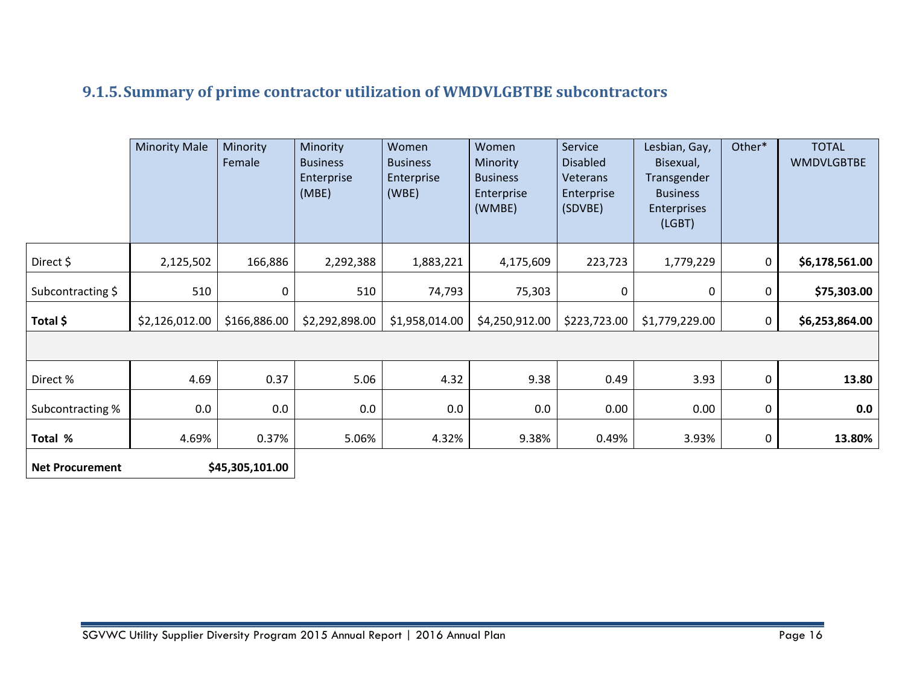### 9.1.5. Summary of prime contractor utilization of WMDVLGBTBE subcontractors

| | Minority Male | Minority Female | Minority Business Enterprise (MBE) | Women Business Enterprise (WBE) | Women Minority Business Enterprise (WMBE) | Service Disabled Veterans Enterprise (SDVBE) | Lesbian, Gay, Bisexual, Transgender Business Enterprises (LGBT) | Other* | TOTAL WMDVLGBTBE |
|---|---|---|---|---|---|---|---|---|---|
| Direct $ | 2,125,502 | 166,886 | 2,292,388 | 1,883,221 | 4,175,609 | 223,723 | 1,779,229 | 0 | **$6,178,561.00** |
| Subcontracting $ | 510 | 0 | 510 | 74,793 | 75,303 | 0 | 0 | 0 | **$75,303.00** |
| **Total $** | $2,126,012.00 | $166,886.00 | $2,292,898.00 | $1,958,014.00 | $4,250,912.00 | $223,723.00 | $1,779,229.00 | 0 | **$6,253,864.00** |
| | | | | | | | | | |
| Direct % | 4.69 | 0.37 | 5.06 | 4.32 | 9.38 | 0.49 | 3.93 | 0 | **13.80** |
| Subcontracting % | 0.0 | 0.0 | 0.0 | 0.0 | 0.0 | 0.00 | 0.00 | 0 | **0.0** |
| **Total %** | 4.69% | 0.37% | 5.06% | 4.32% | 9.38% | 0.49% | 3.93% | 0 | **13.80%** |

| **Net Procurement** | **$45,305,101.00** |
|---|---|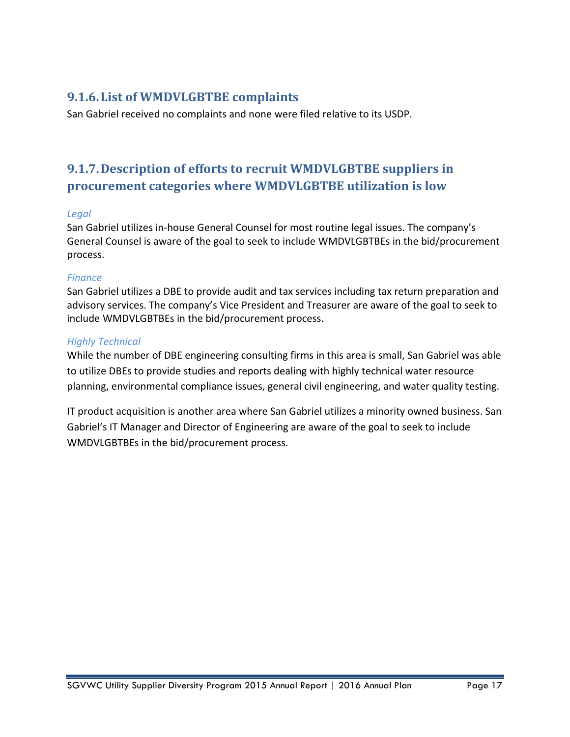### 9.1.6. List of WMDVLGBTBE complaints

San Gabriel received no complaints and none were filed relative to its USDP.

### 9.1.7. Description of efforts to recruit WMDVLGBTBE suppliers in procurement categories where WMDVLGBTBE utilization is low

*Legal*

San Gabriel utilizes in-house General Counsel for most routine legal issues. The company's General Counsel is aware of the goal to seek to include WMDVLGBTBEs in the bid/procurement process.

*Finance*

San Gabriel utilizes a DBE to provide audit and tax services including tax return preparation and advisory services. The company's Vice President and Treasurer are aware of the goal to seek to include WMDVLGBTBEs in the bid/procurement process.

*Highly Technical*

While the number of DBE engineering consulting firms in this area is small, San Gabriel was able to utilize DBEs to provide studies and reports dealing with highly technical water resource planning, environmental compliance issues, general civil engineering, and water quality testing.

IT product acquisition is another area where San Gabriel utilizes a minority owned business. San Gabriel's IT Manager and Director of Engineering are aware of the goal to seek to include WMDVLGBTBEs in the bid/procurement process.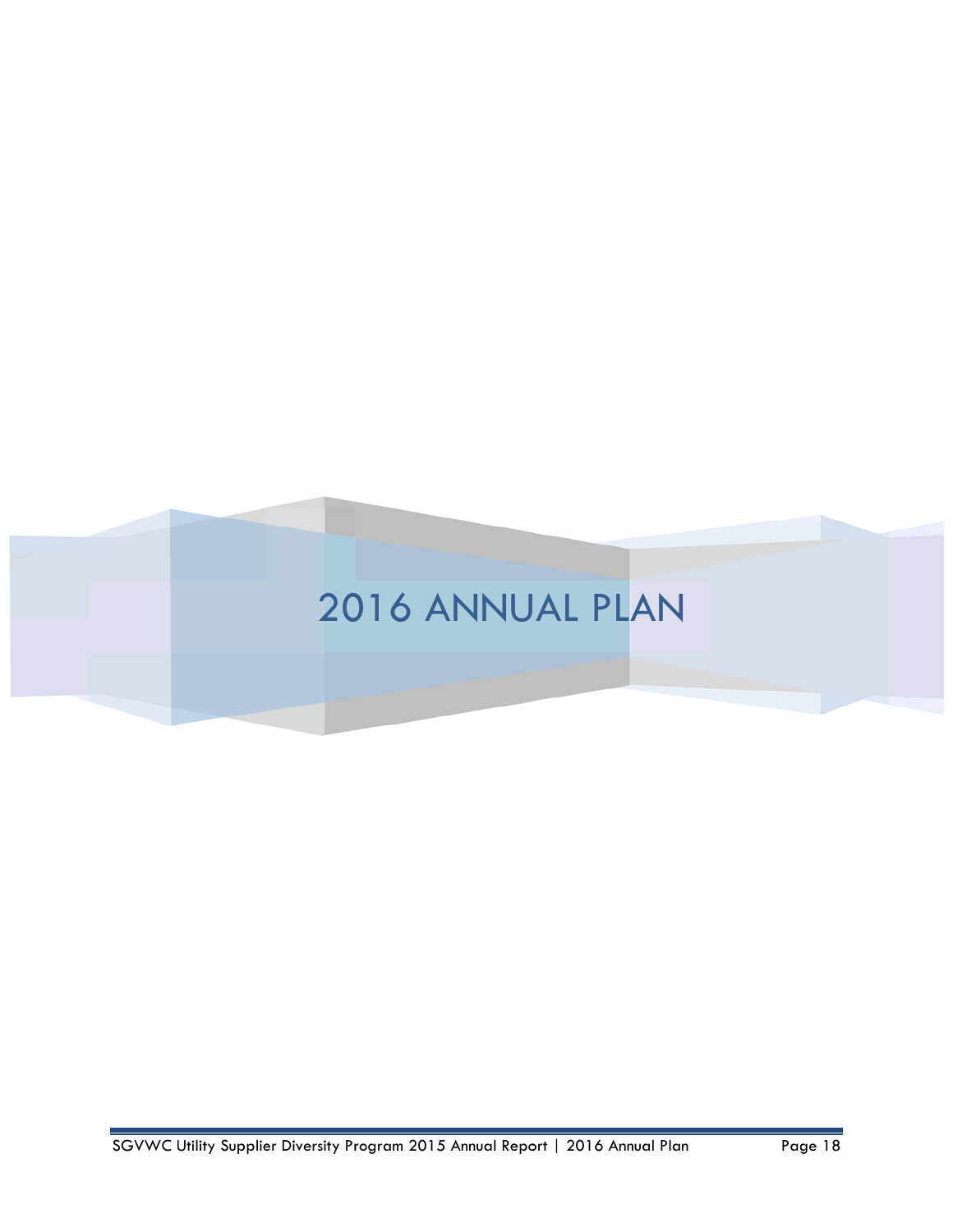# 2016 ANNUAL PLAN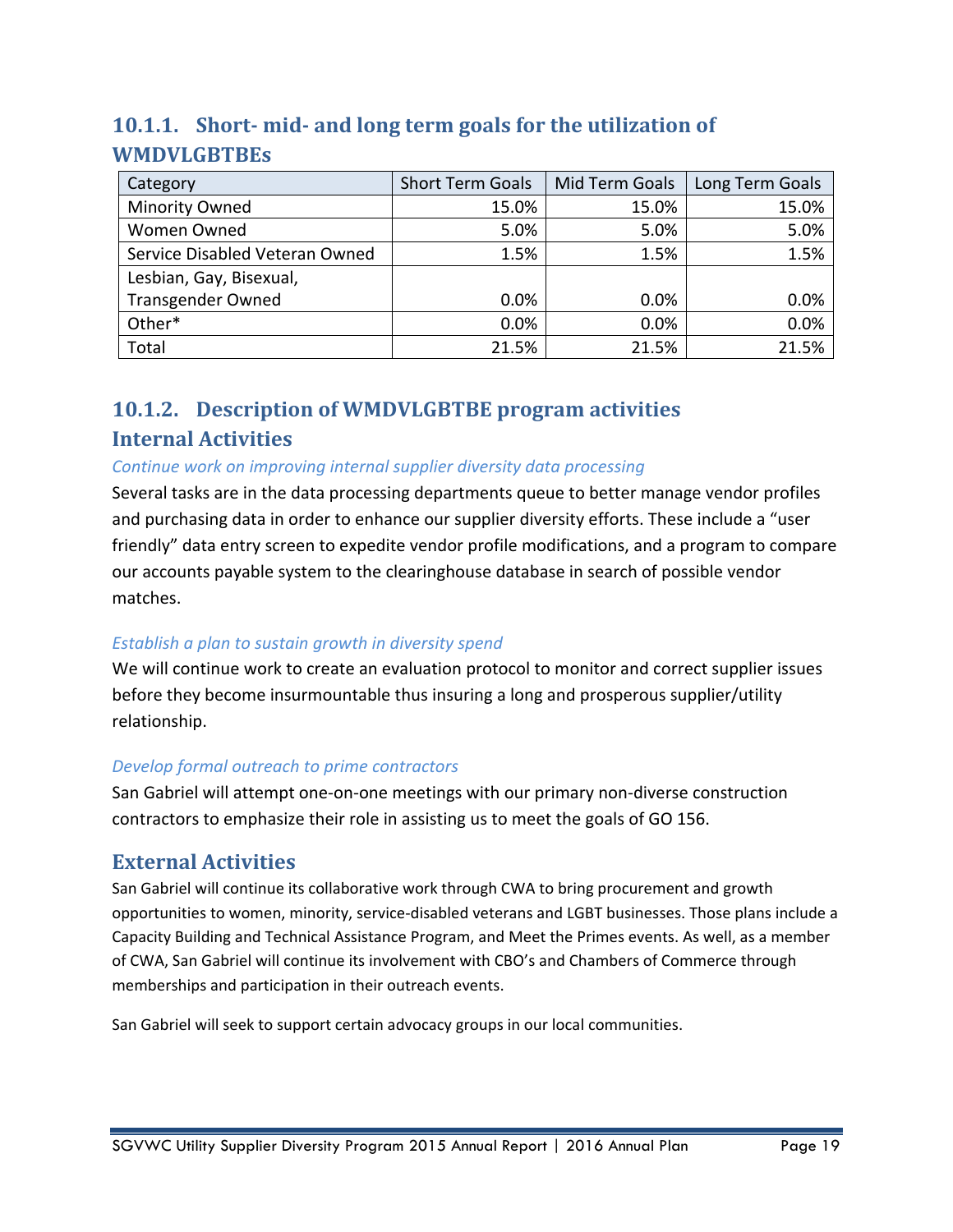### 10.1.1. Short- mid- and long term goals for the utilization of WMDVLGBTBEs

| Category | Short Term Goals | Mid Term Goals | Long Term Goals |
|---|---|---|---|
| Minority Owned | 15.0% | 15.0% | 15.0% |
| Women Owned | 5.0% | 5.0% | 5.0% |
| Service Disabled Veteran Owned | 1.5% | 1.5% | 1.5% |
| Lesbian, Gay, Bisexual, Transgender Owned | 0.0% | 0.0% | 0.0% |
| Other* | 0.0% | 0.0% | 0.0% |
| Total | 21.5% | 21.5% | 21.5% |

### 10.1.2. Description of WMDVLGBTBE program activities

### Internal Activities

*Continue work on improving internal supplier diversity data processing*

Several tasks are in the data processing departments queue to better manage vendor profiles and purchasing data in order to enhance our supplier diversity efforts. These include a "user friendly" data entry screen to expedite vendor profile modifications, and a program to compare our accounts payable system to the clearinghouse database in search of possible vendor matches.

*Establish a plan to sustain growth in diversity spend*

We will continue work to create an evaluation protocol to monitor and correct supplier issues before they become insurmountable thus insuring a long and prosperous supplier/utility relationship.

*Develop formal outreach to prime contractors*

San Gabriel will attempt one-on-one meetings with our primary non-diverse construction contractors to emphasize their role in assisting us to meet the goals of GO 156.

### External Activities

San Gabriel will continue its collaborative work through CWA to bring procurement and growth opportunities to women, minority, service-disabled veterans and LGBT businesses. Those plans include a Capacity Building and Technical Assistance Program, and Meet the Primes events. As well, as a member of CWA, San Gabriel will continue its involvement with CBO's and Chambers of Commerce through memberships and participation in their outreach events.

San Gabriel will seek to support certain advocacy groups in our local communities.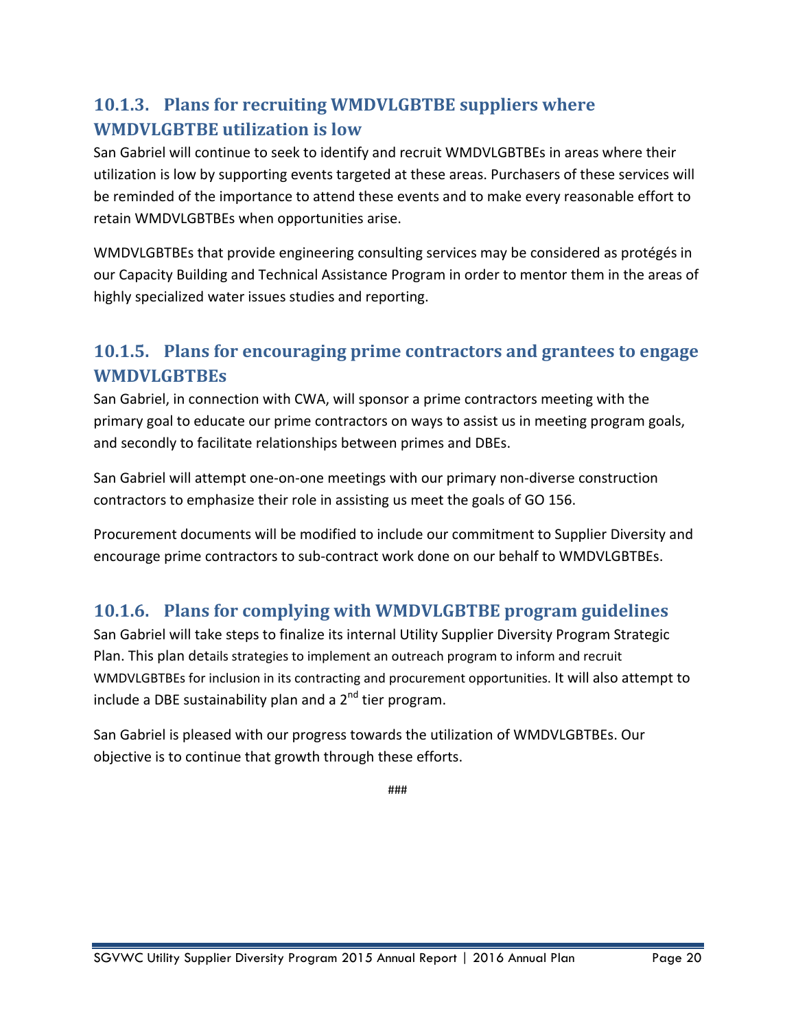### 10.1.3. Plans for recruiting WMDVLGBTBE suppliers where WMDVLGBTBE utilization is low

San Gabriel will continue to seek to identify and recruit WMDVLGBTBEs in areas where their utilization is low by supporting events targeted at these areas. Purchasers of these services will be reminded of the importance to attend these events and to make every reasonable effort to retain WMDVLGBTBEs when opportunities arise.

WMDVLGBTBEs that provide engineering consulting services may be considered as protégés in our Capacity Building and Technical Assistance Program in order to mentor them in the areas of highly specialized water issues studies and reporting.

### 10.1.5. Plans for encouraging prime contractors and grantees to engage WMDVLGBTBEs

San Gabriel, in connection with CWA, will sponsor a prime contractors meeting with the primary goal to educate our prime contractors on ways to assist us in meeting program goals, and secondly to facilitate relationships between primes and DBEs.

San Gabriel will attempt one-on-one meetings with our primary non-diverse construction contractors to emphasize their role in assisting us meet the goals of GO 156.

Procurement documents will be modified to include our commitment to Supplier Diversity and encourage prime contractors to sub-contract work done on our behalf to WMDVLGBTBEs.

### 10.1.6. Plans for complying with WMDVLGBTBE program guidelines

San Gabriel will take steps to finalize its internal Utility Supplier Diversity Program Strategic Plan. This plan details strategies to implement an outreach program to inform and recruit WMDVLGBTBEs for inclusion in its contracting and procurement opportunities. It will also attempt to include a DBE sustainability plan and a 2nd tier program.

San Gabriel is pleased with our progress towards the utilization of WMDVLGBTBEs. Our objective is to continue that growth through these efforts.

###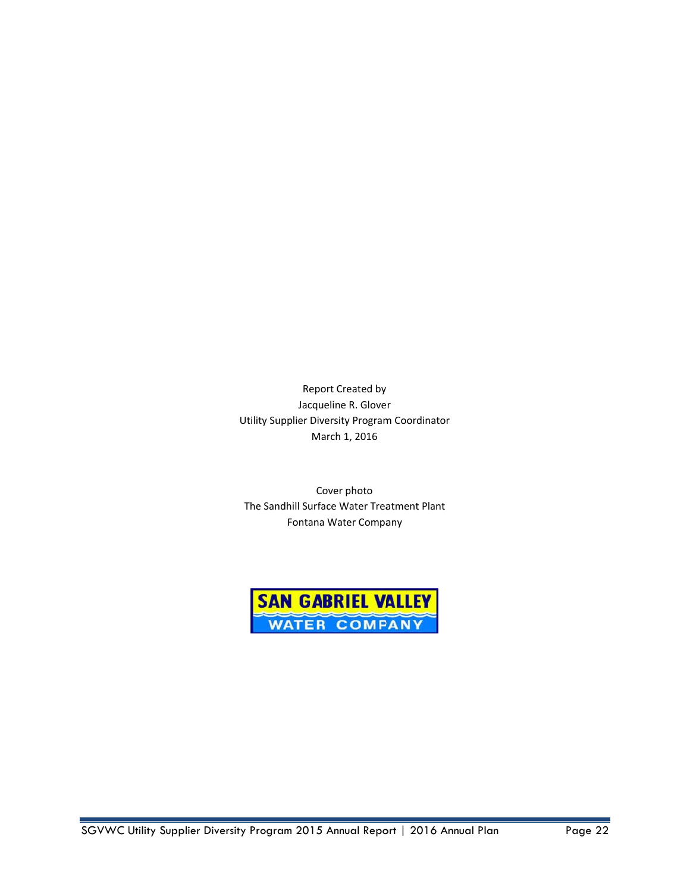Report Created by
Jacqueline R. Glover
Utility Supplier Diversity Program Coordinator
March 1, 2016

Cover photo
The Sandhill Surface Water Treatment Plant
Fontana Water Company

SAN GABRIEL VALLEY
WATER COMPANY